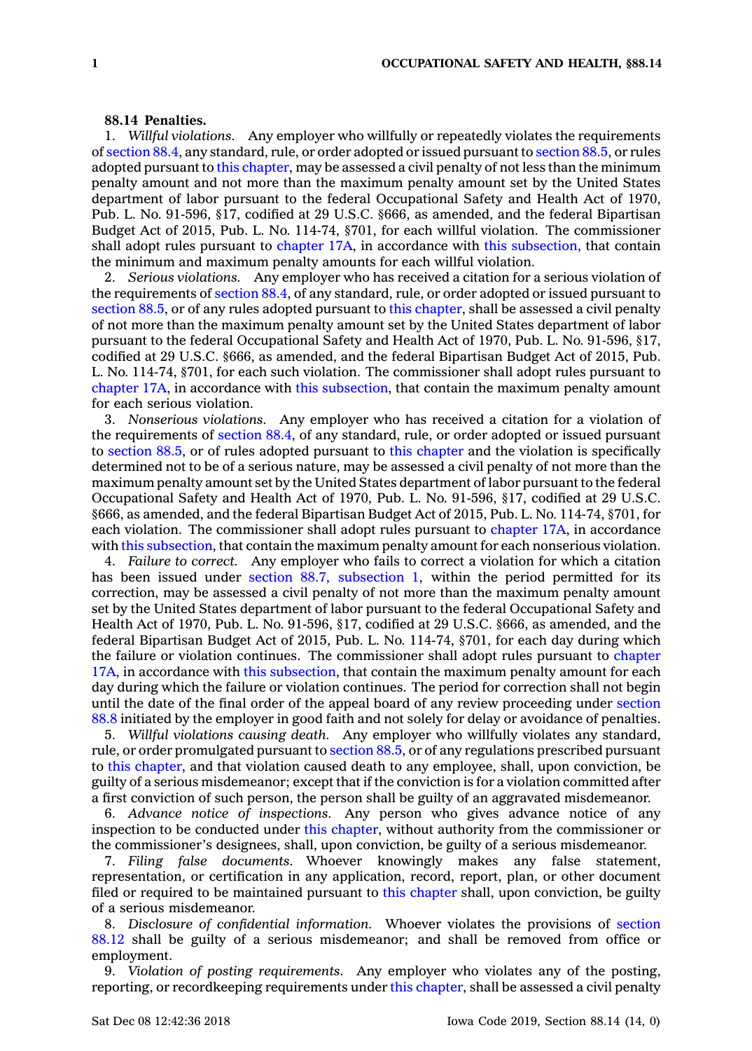**88.14 Penalties.**

1. *Willful violations.* Any employer who willfully or repeatedly violates the requirements of section 88.4, any standard, rule, or order adopted or issued pursuant to section 88.5, or rules adopted pursuant to this chapter, may be assessed a civil penalty of not less than the minimum penalty amount and not more than the maximum penalty amount set by the United States department of labor pursuant to the federal Occupational Safety and Health Act of 1970, Pub. L. No. 91-596, §17, codified at 29 U.S.C. §666, as amended, and the federal Bipartisan Budget Act of 2015, Pub. L. No. 114-74, §701, for each willful violation. The commissioner shall adopt rules pursuant to chapter 17A, in accordance with this subsection, that contain the minimum and maximum penalty amounts for each willful violation.

2. *Serious violations.* Any employer who has received a citation for a serious violation of the requirements of section 88.4, of any standard, rule, or order adopted or issued pursuant to section 88.5, or of any rules adopted pursuant to this chapter, shall be assessed a civil penalty of not more than the maximum penalty amount set by the United States department of labor pursuant to the federal Occupational Safety and Health Act of 1970, Pub. L. No. 91-596, §17, codified at 29 U.S.C. §666, as amended, and the federal Bipartisan Budget Act of 2015, Pub. L. No. 114-74, §701, for each such violation. The commissioner shall adopt rules pursuant to chapter 17A, in accordance with this subsection, that contain the maximum penalty amount for each serious violation.

3. *Nonserious violations.* Any employer who has received a citation for a violation of the requirements of section 88.4, of any standard, rule, or order adopted or issued pursuant to section 88.5, or of rules adopted pursuant to this chapter and the violation is specifically determined not to be of a serious nature, may be assessed a civil penalty of not more than the maximum penalty amount set by the United States department of labor pursuant to the federal Occupational Safety and Health Act of 1970, Pub. L. No. 91-596, §17, codified at 29 U.S.C. §666, as amended, and the federal Bipartisan Budget Act of 2015, Pub. L. No. 114-74, §701, for each violation. The commissioner shall adopt rules pursuant to chapter 17A, in accordance with this subsection, that contain the maximum penalty amount for each nonserious violation.

4. *Failure to correct.* Any employer who fails to correct a violation for which a citation has been issued under section 88.7, subsection 1, within the period permitted for its correction, may be assessed a civil penalty of not more than the maximum penalty amount set by the United States department of labor pursuant to the federal Occupational Safety and Health Act of 1970, Pub. L. No. 91-596, §17, codified at 29 U.S.C. §666, as amended, and the federal Bipartisan Budget Act of 2015, Pub. L. No. 114-74, §701, for each day during which the failure or violation continues. The commissioner shall adopt rules pursuant to chapter 17A, in accordance with this subsection, that contain the maximum penalty amount for each day during which the failure or violation continues. The period for correction shall not begin until the date of the final order of the appeal board of any review proceeding under section 88.8 initiated by the employer in good faith and not solely for delay or avoidance of penalties.

5. *Willful violations causing death.* Any employer who willfully violates any standard, rule, or order promulgated pursuant to section 88.5, or of any regulations prescribed pursuant to this chapter, and that violation caused death to any employee, shall, upon conviction, be guilty of a serious misdemeanor; except that if the conviction is for a violation committed after a first conviction of such person, the person shall be guilty of an aggravated misdemeanor.

6. *Advance notice of inspections.* Any person who gives advance notice of any inspection to be conducted under this chapter, without authority from the commissioner or the commissioner's designees, shall, upon conviction, be guilty of a serious misdemeanor.

7. *Filing false documents.* Whoever knowingly makes any false statement, representation, or certification in any application, record, report, plan, or other document filed or required to be maintained pursuant to this chapter shall, upon conviction, be guilty of a serious misdemeanor.

8. *Disclosure of confidential information.* Whoever violates the provisions of section 88.12 shall be guilty of a serious misdemeanor; and shall be removed from office or employment.

9. *Violation of posting requirements.* Any employer who violates any of the posting, reporting, or recordkeeping requirements under this chapter, shall be assessed a civil penalty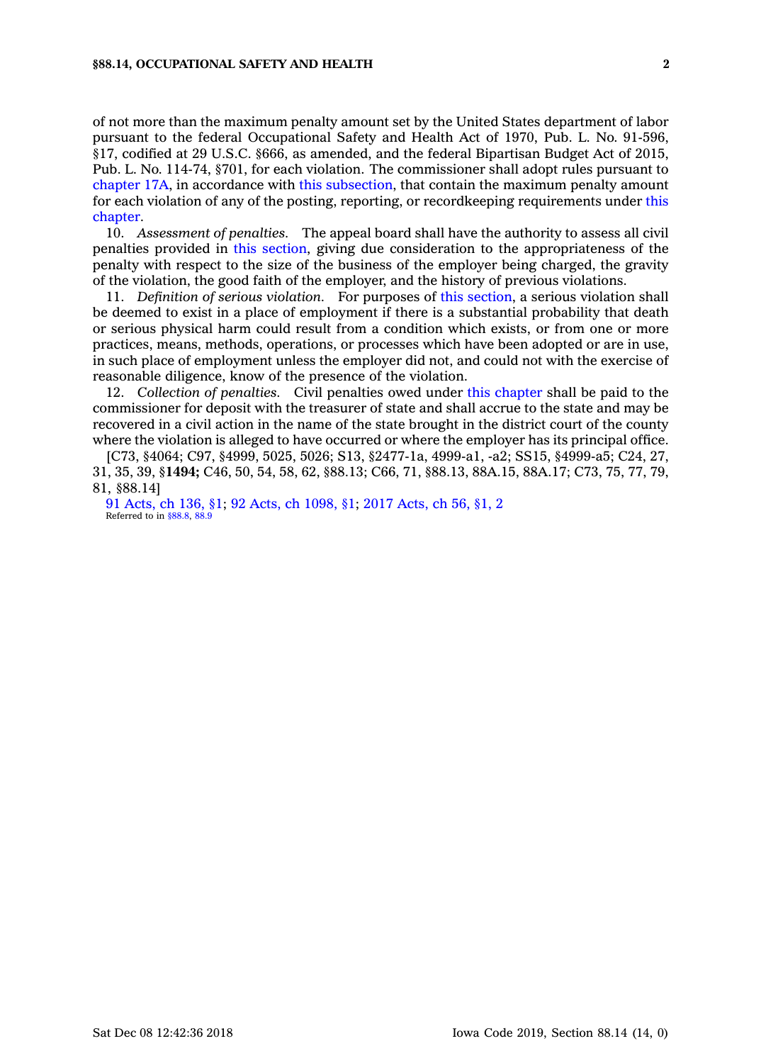of not more than the maximum penalty amount set by the United States department of labor pursuant to the federal Occupational Safety and Health Act of 1970, Pub. L. No. 91-596, §17, codified at 29 U.S.C. §666, as amended, and the federal Bipartisan Budget Act of 2015, Pub. L. No. 114-74, §701, for each violation. The commissioner shall adopt rules pursuant to chapter 17A, in accordance with this subsection, that contain the maximum penalty amount for each violation of any of the posting, reporting, or recordkeeping requirements under this chapter.

10. *Assessment of penalties.* The appeal board shall have the authority to assess all civil penalties provided in this section, giving due consideration to the appropriateness of the penalty with respect to the size of the business of the employer being charged, the gravity of the violation, the good faith of the employer, and the history of previous violations.

11. *Definition of serious violation.* For purposes of this section, a serious violation shall be deemed to exist in a place of employment if there is a substantial probability that death or serious physical harm could result from a condition which exists, or from one or more practices, means, methods, operations, or processes which have been adopted or are in use, in such place of employment unless the employer did not, and could not with the exercise of reasonable diligence, know of the presence of the violation.

12. *Collection of penalties.* Civil penalties owed under this chapter shall be paid to the commissioner for deposit with the treasurer of state and shall accrue to the state and may be recovered in a civil action in the name of the state brought in the district court of the county where the violation is alleged to have occurred or where the employer has its principal office.

[C73, §4064; C97, §4999, 5025, 5026; S13, §2477-1a, 4999-a1, -a2; SS15, §4999-a5; C24, 27, 31, 35, 39, §**1494;** C46, 50, 54, 58, 62, §88.13; C66, 71, §88.13, 88A.15, 88A.17; C73, 75, 77, 79, 81, §88.14]

91 Acts, ch 136, §1; 92 Acts, ch 1098, §1; 2017 Acts, ch 56, §1, 2

Referred to in §88.8, 88.9